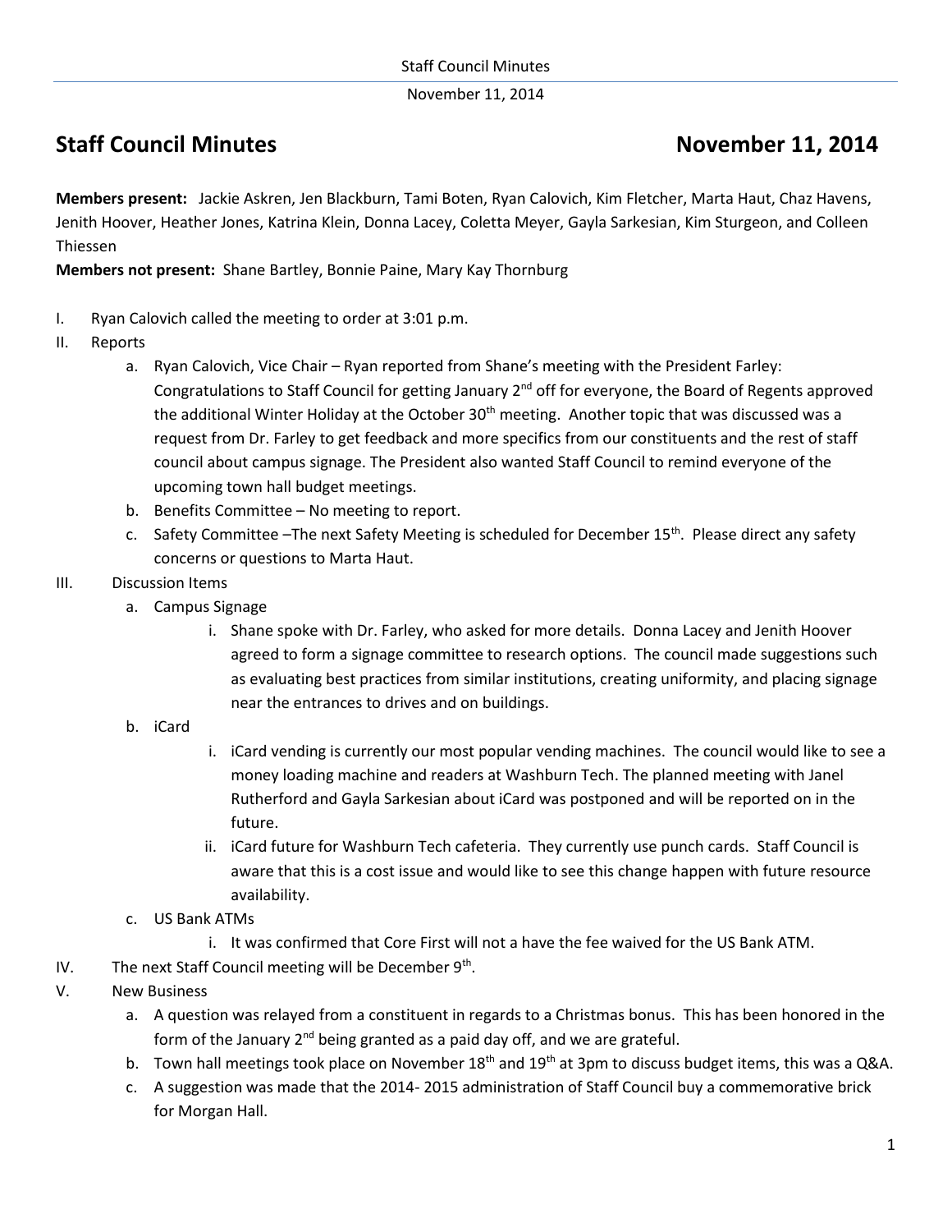# Staff Council Minutes November 11, 2014

**Members present:** Jackie Askren, Jen Blackburn, Tami Boten, Ryan Calovich, Kim Fletcher, Marta Haut, Chaz Havens, Jenith Hoover, Heather Jones, Katrina Klein, Donna Lacey, Coletta Meyer, Gayla Sarkesian, Kim Sturgeon, and Colleen Thiessen

**Members not present:** Shane Bartley, Bonnie Paine, Mary Kay Thornburg

I. Ryan Calovich called the meeting to order at 3:01 p.m.

II. Reports
   a. Ryan Calovich, Vice Chair – Ryan reported from Shane's meeting with the President Farley: Congratulations to Staff Council for getting January 2nd off for everyone, the Board of Regents approved the additional Winter Holiday at the October 30th meeting. Another topic that was discussed was a request from Dr. Farley to get feedback and more specifics from our constituents and the rest of staff council about campus signage. The President also wanted Staff Council to remind everyone of the upcoming town hall budget meetings.
   b. Benefits Committee – No meeting to report.
   c. Safety Committee –The next Safety Meeting is scheduled for December 15th. Please direct any safety concerns or questions to Marta Haut.

III. Discussion Items
   a. Campus Signage
      i. Shane spoke with Dr. Farley, who asked for more details. Donna Lacey and Jenith Hoover agreed to form a signage committee to research options. The council made suggestions such as evaluating best practices from similar institutions, creating uniformity, and placing signage near the entrances to drives and on buildings.
   b. iCard
      i. iCard vending is currently our most popular vending machines. The council would like to see a money loading machine and readers at Washburn Tech. The planned meeting with Janel Rutherford and Gayla Sarkesian about iCard was postponed and will be reported on in the future.
      ii. iCard future for Washburn Tech cafeteria. They currently use punch cards. Staff Council is aware that this is a cost issue and would like to see this change happen with future resource availability.
   c. US Bank ATMs
      i. It was confirmed that Core First will not a have the fee waived for the US Bank ATM.

IV. The next Staff Council meeting will be December 9th.

V. New Business
   a. A question was relayed from a constituent in regards to a Christmas bonus. This has been honored in the form of the January 2nd being granted as a paid day off, and we are grateful.
   b. Town hall meetings took place on November 18th and 19th at 3pm to discuss budget items, this was a Q&A.
   c. A suggestion was made that the 2014- 2015 administration of Staff Council buy a commemorative brick for Morgan Hall.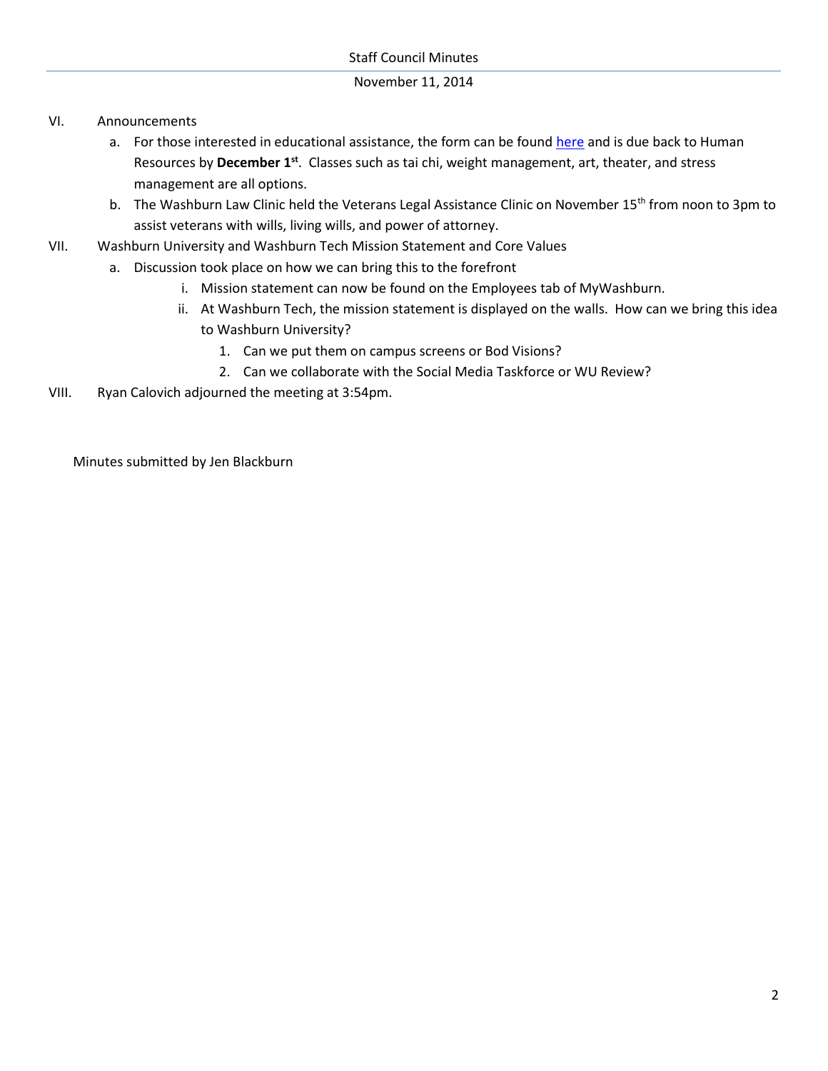VI. Announcements

a. For those interested in educational assistance, the form can be found here and is due back to Human Resources by **December 1st**. Classes such as tai chi, weight management, art, theater, and stress management are all options.

b. The Washburn Law Clinic held the Veterans Legal Assistance Clinic on November 15th from noon to 3pm to assist veterans with wills, living wills, and power of attorney.

VII. Washburn University and Washburn Tech Mission Statement and Core Values

a. Discussion took place on how we can bring this to the forefront

i. Mission statement can now be found on the Employees tab of MyWashburn.

ii. At Washburn Tech, the mission statement is displayed on the walls. How can we bring this idea to Washburn University?

1. Can we put them on campus screens or Bod Visions?
2. Can we collaborate with the Social Media Taskforce or WU Review?

VIII. Ryan Calovich adjourned the meeting at 3:54pm.

Minutes submitted by Jen Blackburn